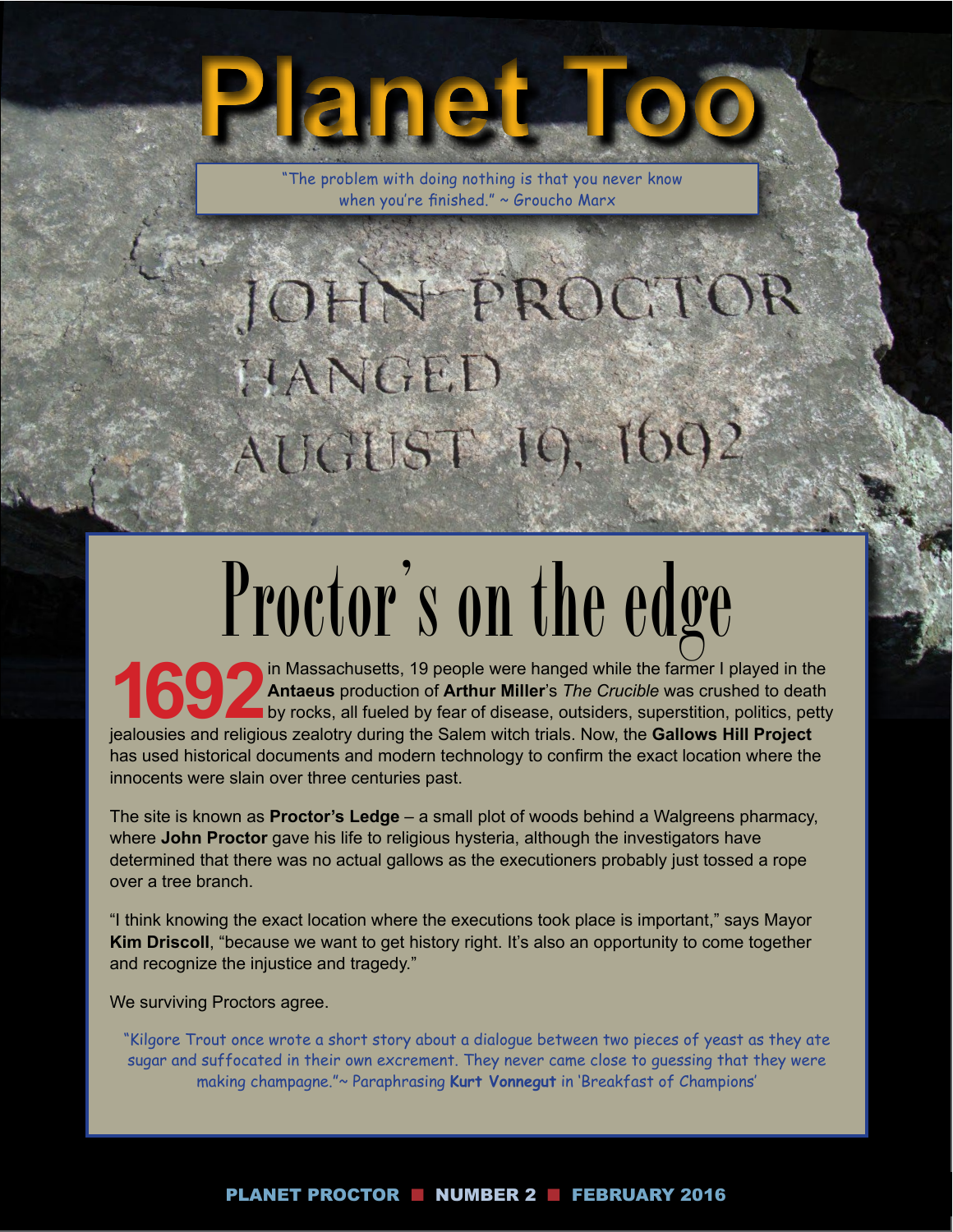# Planet Too

"The problem with doing nothing is that you never know when you're finished." ~ Groucho Marx

JOHN PROCTOR
HANGED
AUGUST 19, 1692

## Proctor's on the edge

**1692** in Massachusetts, 19 people were hanged while the farmer I played in the **Antaeus** production of **Arthur Miller**'s *The Crucible* was crushed to death by rocks, all fueled by fear of disease, outsiders, superstition, politics, petty jealousies and religious zealotry during the Salem witch trials. Now, the **Gallows Hill Project** has used historical documents and modern technology to confirm the exact location where the innocents were slain over three centuries past.

The site is known as **Proctor's Ledge** – a small plot of woods behind a Walgreens pharmacy, where **John Proctor** gave his life to religious hysteria, although the investigators have determined that there was no actual gallows as the executioners probably just tossed a rope over a tree branch.

"I think knowing the exact location where the executions took place is important," says Mayor **Kim Driscoll**, "because we want to get history right. It's also an opportunity to come together and recognize the injustice and tragedy."

We surviving Proctors agree.

"Kilgore Trout once wrote a short story about a dialogue between two pieces of yeast as they ate sugar and suffocated in their own excrement. They never came close to guessing that they were making champagne."~ Paraphrasing **Kurt Vonnegut** in 'Breakfast of Champions'

PLANET PROCTOR ■ NUMBER 2 ■ FEBRUARY 2016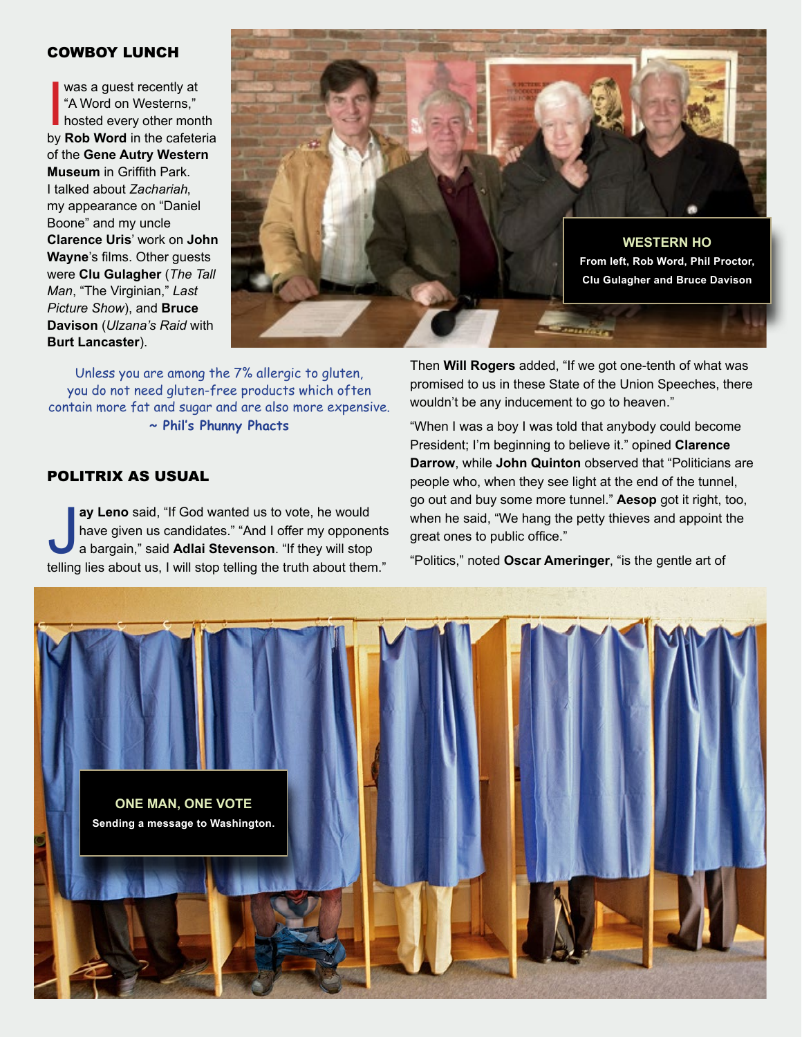## COWBOY LUNCH

I was a guest recently at "A Word on Westerns," hosted every other month by **Rob Word** in the cafeteria of the **Gene Autry Western Museum** in Griffith Park. I talked about *Zachariah*, my appearance on "Daniel Boone" and my uncle **Clarence Uris**' work on **John Wayne**'s films. Other guests were **Clu Gulagher** (*The Tall Man*, "The Virginian," *Last Picture Show*), and **Bruce Davison** (*Ulzana's Raid* with **Burt Lancaster**).

**WESTERN HO**

**From left, Rob Word, Phil Proctor, Clu Gulagher and Bruce Davison**

Unless you are among the 7% allergic to gluten, you do not need gluten-free products which often contain more fat and sugar and are also more expensive.
**~ Phil's Phunny Phacts**

## POLITRIX AS USUAL

**Jay Leno** said, "If God wanted us to vote, he would have given us candidates." "And I offer my opponents a bargain," said **Adlai Stevenson**. "If they will stop telling lies about us, I will stop telling the truth about them."

Then **Will Rogers** added, "If we got one-tenth of what was promised to us in these State of the Union Speeches, there wouldn't be any inducement to go to heaven."

"When I was a boy I was told that anybody could become President; I'm beginning to believe it." opined **Clarence Darrow**, while **John Quinton** observed that "Politicians are people who, when they see light at the end of the tunnel, go out and buy some more tunnel." **Aesop** got it right, too, when he said, "We hang the petty thieves and appoint the great ones to public office."

"Politics," noted **Oscar Ameringer**, "is the gentle art of

**ONE MAN, ONE VOTE**

**Sending a message to Washington.**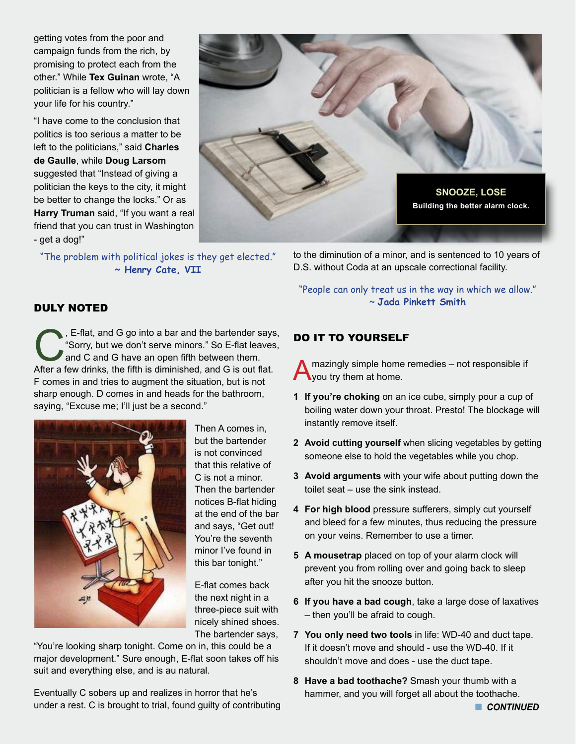getting votes from the poor and campaign funds from the rich, by promising to protect each from the other." While **Tex Guinan** wrote, "A politician is a fellow who will lay down your life for his country."

"I have come to the conclusion that politics is too serious a matter to be left to the politicians," said **Charles de Gaulle**, while **Doug Larsom** suggested that "Instead of giving a politician the keys to the city, it might be better to change the locks." Or as **Harry Truman** said, "If you want a real friend that you can trust in Washington - get a dog!"

"The problem with political jokes is they get elected."
**~ Henry Cate, VII**

**SNOOZE, LOSE**
**Building the better alarm clock.**

## DULY NOTED

C, E-flat, and G go into a bar and the bartender says, "Sorry, but we don't serve minors." So E-flat leaves, and C and G have an open fifth between them. After a few drinks, the fifth is diminished, and G is out flat. F comes in and tries to augment the situation, but is not sharp enough. D comes in and heads for the bathroom, saying, "Excuse me; I'll just be a second."

Then A comes in, but the bartender is not convinced that this relative of C is not a minor. Then the bartender notices B-flat hiding at the end of the bar and says, "Get out! You're the seventh minor I've found in this bar tonight."

E-flat comes back the next night in a three-piece suit with nicely shined shoes. The bartender says, "You're looking sharp tonight. Come on in, this could be a major development." Sure enough, E-flat soon takes off his suit and everything else, and is au natural.

Eventually C sobers up and realizes in horror that he's under a rest. C is brought to trial, found guilty of contributing to the diminution of a minor, and is sentenced to 10 years of D.S. without Coda at an upscale correctional facility.

"People can only treat us in the way in which we allow."
**~ Jada Pinkett Smith**

## DO IT TO YOURSELF

Amazingly simple home remedies – not responsible if you try them at home.

1. **If you're choking** on an ice cube, simply pour a cup of boiling water down your throat. Presto! The blockage will instantly remove itself.
2. **Avoid cutting yourself** when slicing vegetables by getting someone else to hold the vegetables while you chop.
3. **Avoid arguments** with your wife about putting down the toilet seat – use the sink instead.
4. **For high blood** pressure sufferers, simply cut yourself and bleed for a few minutes, thus reducing the pressure on your veins. Remember to use a timer.
5. **A mousetrap** placed on top of your alarm clock will prevent you from rolling over and going back to sleep after you hit the snooze button.
6. **If you have a bad cough**, take a large dose of laxatives – then you'll be afraid to cough.
7. **You only need two tools** in life: WD-40 and duct tape. If it doesn't move and should - use the WD-40. If it shouldn't move and does - use the duct tape.
8. **Have a bad toothache?** Smash your thumb with a hammer, and you will forget all about the toothache.

***CONTINUED***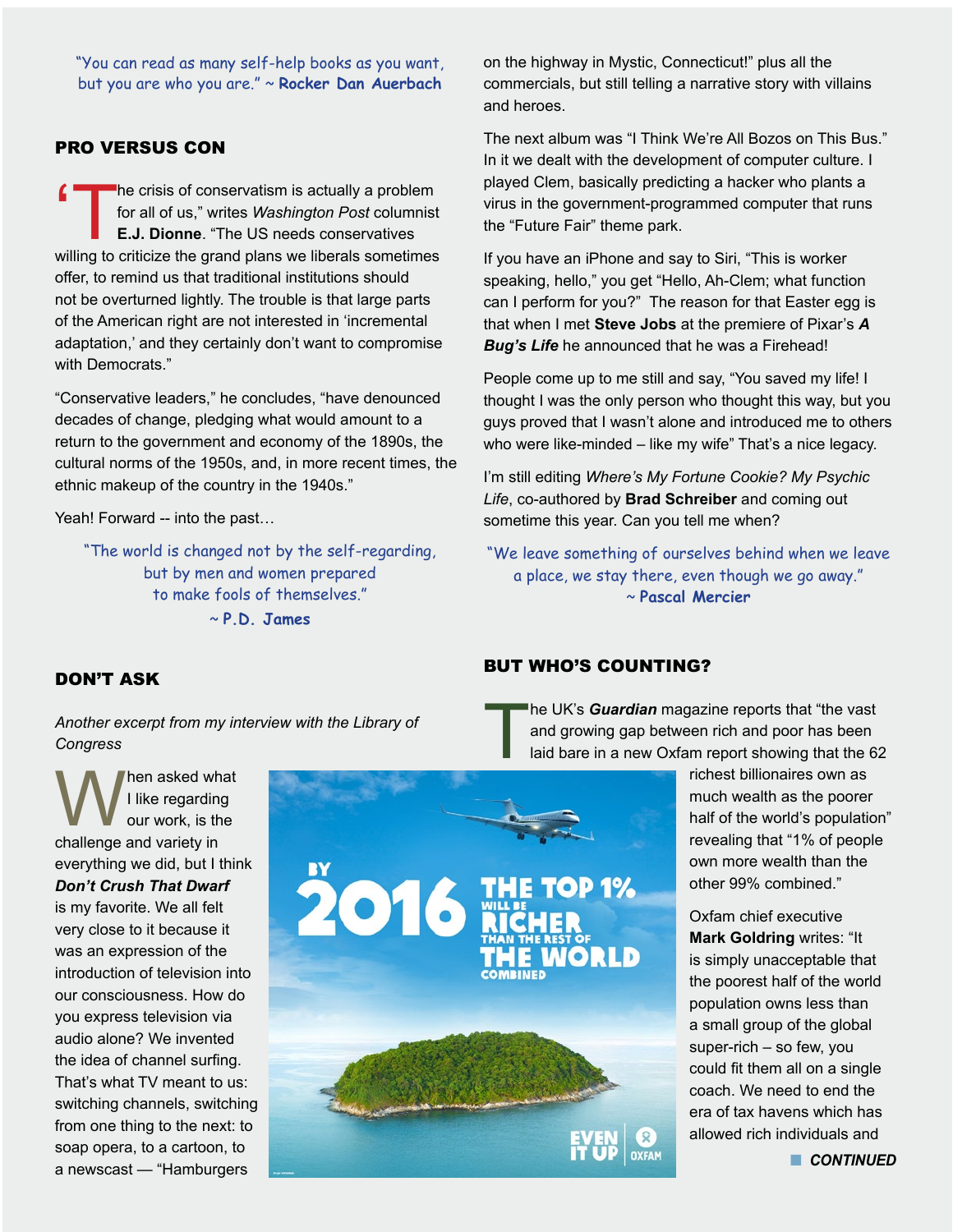"You can read as many self-help books as you want, but you are who you are." ~ **Rocker Dan Auerbach**

## PRO VERSUS CON

"The crisis of conservatism is actually a problem for all of us," writes *Washington Post* columnist **E.J. Dionne**. "The US needs conservatives willing to criticize the grand plans we liberals sometimes offer, to remind us that traditional institutions should not be overturned lightly. The trouble is that large parts of the American right are not interested in 'incremental adaptation,' and they certainly don't want to compromise with Democrats."

"Conservative leaders," he concludes, "have denounced decades of change, pledging what would amount to a return to the government and economy of the 1890s, the cultural norms of the 1950s, and, in more recent times, the ethnic makeup of the country in the 1940s."

Yeah! Forward -- into the past…

"The world is changed not by the self-regarding, but by men and women prepared to make fools of themselves."
~ **P.D. James**

## DON'T ASK

*Another excerpt from my interview with the Library of Congress*

When asked what I like regarding our work, is the challenge and variety in everything we did, but I think ***Don't Crush That Dwarf*** is my favorite. We all felt very close to it because it was an expression of the introduction of television into our consciousness. How do you express television via audio alone? We invented the idea of channel surfing. That's what TV meant to us: switching channels, switching from one thing to the next: to soap opera, to a cartoon, to a newscast — "Hamburgers on the highway in Mystic, Connecticut!" plus all the commercials, but still telling a narrative story with villains and heroes.

The next album was "I Think We're All Bozos on This Bus." In it we dealt with the development of computer culture. I played Clem, basically predicting a hacker who plants a virus in the government-programmed computer that runs the "Future Fair" theme park.

If you have an iPhone and say to Siri, "This is worker speaking, hello," you get "Hello, Ah-Clem; what function can I perform for you?" The reason for that Easter egg is that when I met **Steve Jobs** at the premiere of Pixar's ***A Bug's Life*** he announced that he was a Firehead!

People come up to me still and say, "You saved my life! I thought I was the only person who thought this way, but you guys proved that I wasn't alone and introduced me to others who were like-minded – like my wife" That's a nice legacy.

I'm still editing *Where's My Fortune Cookie? My Psychic Life*, co-authored by **Brad Schreiber** and coming out sometime this year. Can you tell me when?

"We leave something of ourselves behind when we leave a place, we stay there, even though we go away."
~ **Pascal Mercier**

## BUT WHO'S COUNTING?

The UK's ***Guardian*** magazine reports that "the vast and growing gap between rich and poor has been laid bare in a new Oxfam report showing that the 62 richest billionaires own as much wealth as the poorer half of the world's population" revealing that "1% of people own more wealth than the other 99% combined."

Oxfam chief executive **Mark Goldring** writes: "It is simply unacceptable that the poorest half of the world population owns less than a small group of the global super-rich – so few, you could fit them all on a single coach. We need to end the era of tax havens which has allowed rich individuals and

***CONTINUED***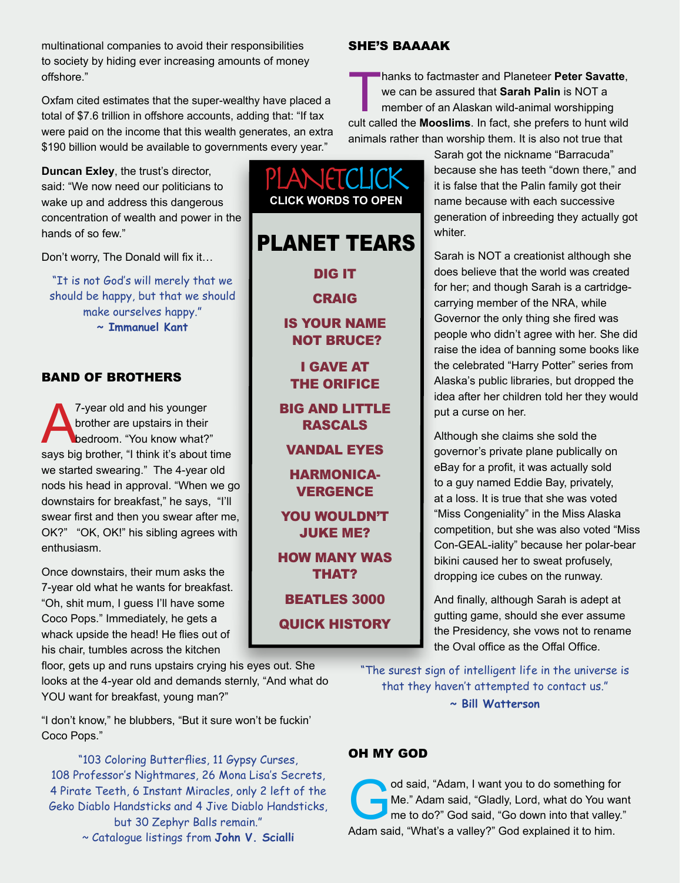multinational companies to avoid their responsibilities to society by hiding ever increasing amounts of money offshore."

Oxfam cited estimates that the super-wealthy have placed a total of $7.6 trillion in offshore accounts, adding that: "If tax were paid on the income that this wealth generates, an extra $190 billion would be available to governments every year."

**Duncan Exley**, the trust's director, said: "We now need our politicians to wake up and address this dangerous concentration of wealth and power in the hands of so few."

Don't worry, The Donald will fix it…

> "It is not God's will merely that we should be happy, but that we should make ourselves happy."
> ~ **Immanuel Kant**

## BAND OF BROTHERS

A 7-year old and his younger brother are upstairs in their bedroom. "You know what?" says big brother, "I think it's about time we started swearing." The 4-year old nods his head in approval. "When we go downstairs for breakfast," he says, "I'll swear first and then you swear after me, OK?" "OK, OK!" his sibling agrees with enthusiasm.

Once downstairs, their mum asks the 7-year old what he wants for breakfast. "Oh, shit mum, I guess I'll have some Coco Pops." Immediately, he gets a whack upside the head! He flies out of his chair, tumbles across the kitchen floor, gets up and runs upstairs crying his eyes out. She looks at the 4-year old and demands sternly, "And what do YOU want for breakfast, young man?"

"I don't know," he blubbers, "But it sure won't be fuckin' Coco Pops."

> "103 Coloring Butterflies, 11 Gypsy Curses, 108 Professor's Nightmares, 26 Mona Lisa's Secrets, 4 Pirate Teeth, 6 Instant Miracles, only 2 left of the Geko Diablo Handsticks and 4 Jive Diablo Handsticks, but 30 Zephyr Balls remain."
> ~ Catalogue listings from **John V. Scialli**

## PLANETCLICK

CLICK WORDS TO OPEN

### PLANET TEARS

- DIG IT
- CRAIG
- IS YOUR NAME NOT BRUCE?
- I GAVE AT THE ORIFICE
- BIG AND LITTLE RASCALS
- VANDAL EYES
- HARMONICA-VERGENCE
- YOU WOULDN'T JUKE ME?
- HOW MANY WAS THAT?
- BEATLES 3000
- QUICK HISTORY

## SHE'S BAAAAK

Thanks to factmaster and Planeteer **Peter Savatte**, we can be assured that **Sarah Palin** is NOT a member of an Alaskan wild-animal worshipping cult called the **Mooslims**. In fact, she prefers to hunt wild animals rather than worship them. It is also not true that Sarah got the nickname "Barracuda" because she has teeth "down there," and it is false that the Palin family got their name because with each successive generation of inbreeding they actually got whiter.

Sarah is NOT a creationist although she does believe that the world was created for her; and though Sarah is a cartridge-carrying member of the NRA, while Governor the only thing she fired was people who didn't agree with her. She did raise the idea of banning some books like the celebrated "Harry Potter" series from Alaska's public libraries, but dropped the idea after her children told her they would put a curse on her.

Although she claims she sold the governor's private plane publically on eBay for a profit, it was actually sold to a guy named Eddie Bay, privately, at a loss. It is true that she was voted "Miss Congeniality" in the Miss Alaska competition, but she was also voted "Miss Con-GEAL-iality" because her polar-bear bikini caused her to sweat profusely, dropping ice cubes on the runway.

And finally, although Sarah is adept at gutting game, should she ever assume the Presidency, she vows not to rename the Oval office as the Offal Office.

> "The surest sign of intelligent life in the universe is that they haven't attempted to contact us."
> ~ **Bill Watterson**

## OH MY GOD

God said, "Adam, I want you to do something for Me." Adam said, "Gladly, Lord, what do You want me to do?" God said, "Go down into that valley." Adam said, "What's a valley?" God explained it to him.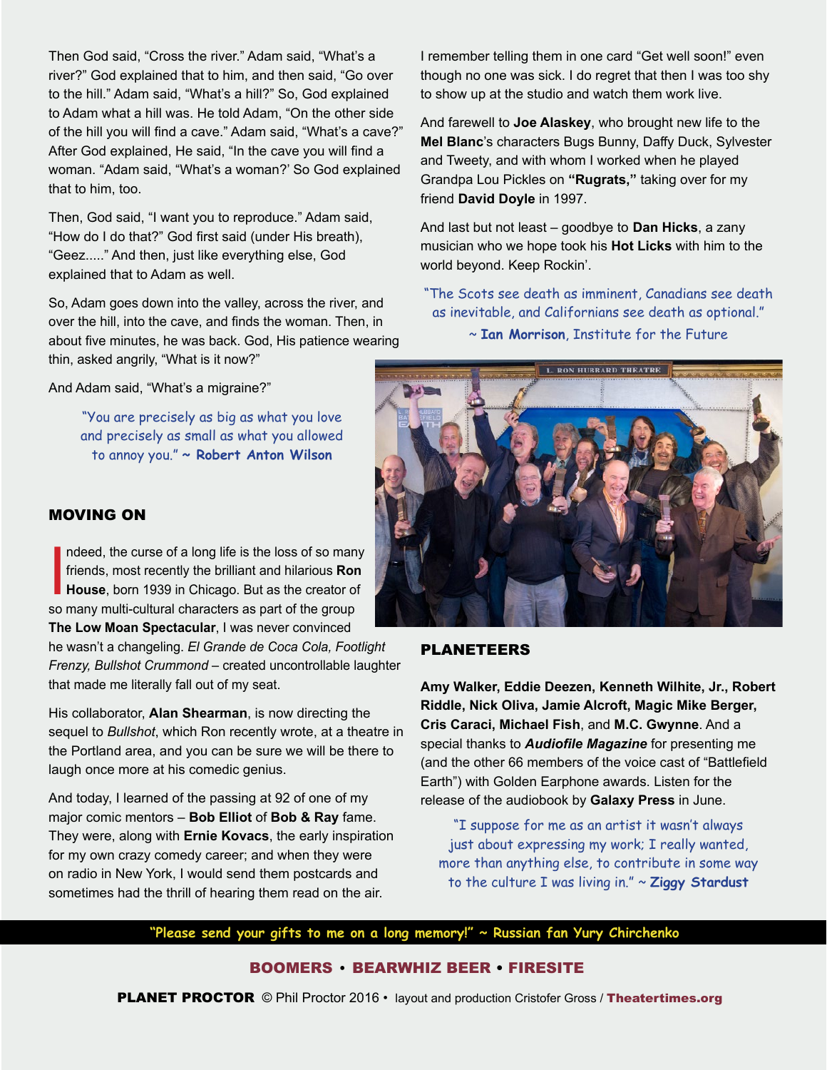Then God said, "Cross the river." Adam said, "What's a river?" God explained that to him, and then said, "Go over to the hill." Adam said, "What's a hill?" So, God explained to Adam what a hill was. He told Adam, "On the other side of the hill you will find a cave." Adam said, "What's a cave?" After God explained, He said, "In the cave you will find a woman. "Adam said, "What's a woman?' So God explained that to him, too.

Then, God said, "I want you to reproduce." Adam said, "How do I do that?" God first said (under His breath), "Geez....." And then, just like everything else, God explained that to Adam as well.

So, Adam goes down into the valley, across the river, and over the hill, into the cave, and finds the woman. Then, in about five minutes, he was back. God, His patience wearing thin, asked angrily, "What is it now?"

And Adam said, "What's a migraine?"

"You are precisely as big as what you love and precisely as small as what you allowed to annoy you." ~ **Robert Anton Wilson**

## MOVING ON

Indeed, the curse of a long life is the loss of so many friends, most recently the brilliant and hilarious **Ron House**, born 1939 in Chicago. But as the creator of so many multi-cultural characters as part of the group **The Low Moan Spectacular**, I was never convinced he wasn't a changeling. *El Grande de Coca Cola, Footlight Frenzy, Bullshot Crummond* – created uncontrollable laughter that made me literally fall out of my seat.

His collaborator, **Alan Shearman**, is now directing the sequel to *Bullshot*, which Ron recently wrote, at a theatre in the Portland area, and you can be sure we will be there to laugh once more at his comedic genius.

And today, I learned of the passing at 92 of one of my major comic mentors – **Bob Elliot** of **Bob & Ray** fame. They were, along with **Ernie Kovacs**, the early inspiration for my own crazy comedy career; and when they were on radio in New York, I would send them postcards and sometimes had the thrill of hearing them read on the air. I remember telling them in one card "Get well soon!" even though no one was sick. I do regret that then I was too shy to show up at the studio and watch them work live.

And farewell to **Joe Alaskey**, who brought new life to the **Mel Blanc**'s characters Bugs Bunny, Daffy Duck, Sylvester and Tweety, and with whom I worked when he played Grandpa Lou Pickles on **"Rugrats,"** taking over for my friend **David Doyle** in 1997.

And last but not least – goodbye to **Dan Hicks**, a zany musician who we hope took his **Hot Licks** with him to the world beyond. Keep Rockin'.

"The Scots see death as imminent, Canadians see death as inevitable, and Californians see death as optional." ~ **Ian Morrison**, Institute for the Future

## PLANETEERS

**Amy Walker, Eddie Deezen, Kenneth Wilhite, Jr., Robert Riddle, Nick Oliva, Jamie Alcroft, Magic Mike Berger, Cris Caraci, Michael Fish**, and **M.C. Gwynne**. And a special thanks to ***Audiofile Magazine*** for presenting me (and the other 66 members of the voice cast of "Battlefield Earth") with Golden Earphone awards. Listen for the release of the audiobook by **Galaxy Press** in June.

"I suppose for me as an artist it wasn't always just about expressing my work; I really wanted, more than anything else, to contribute in some way to the culture I was living in." ~ **Ziggy Stardust**

"Please send your gifts to me on a long memory!" ~ Russian fan Yury Chirchenko

**BOOMERS • BEARWHIZ BEER • FIRESITE**

**PLANET PROCTOR** © Phil Proctor 2016 • layout and production Cristofer Gross / **Theatertimes.org**